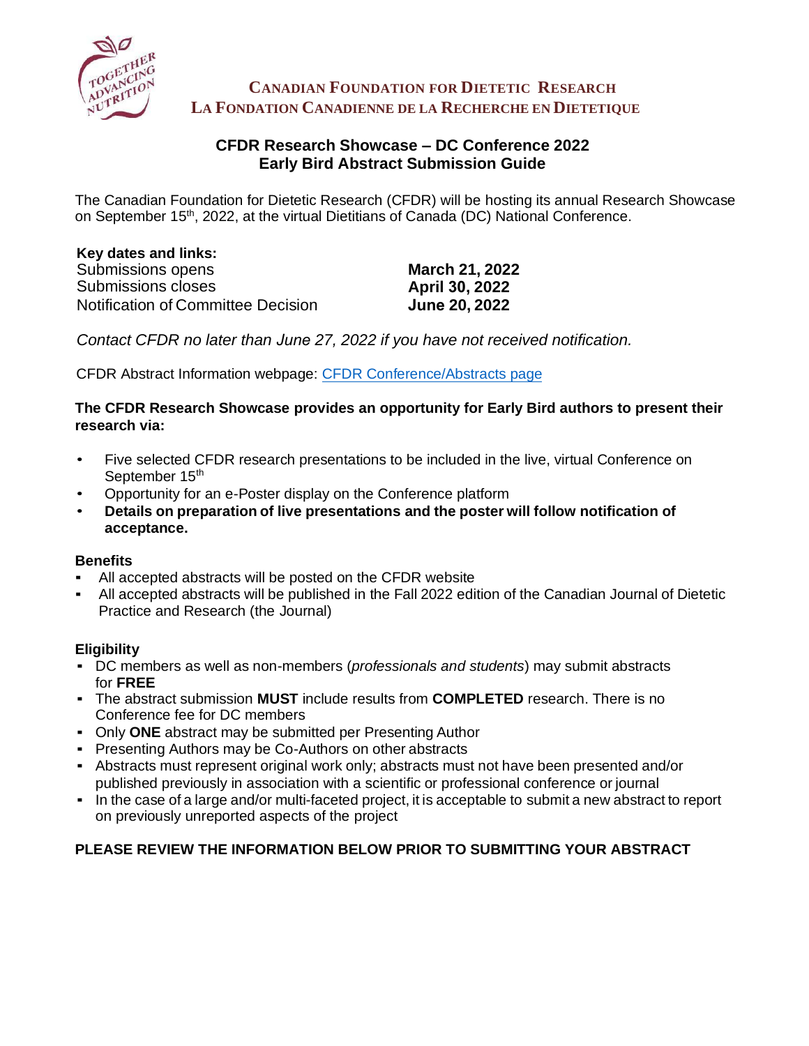**CANADIAN FOUNDATION FOR DIETETIC RESEARCH**
**LA FONDATION CANADIENNE DE LA RECHERCHE EN DIETETIQUE**

# CFDR Research Showcase – DC Conference 2022
## Early Bird Abstract Submission Guide

The Canadian Foundation for Dietetic Research (CFDR) will be hosting its annual Research Showcase on September 15th, 2022, at the virtual Dietitians of Canada (DC) National Conference.

**Key dates and links:**

| | |
|---|---|
| Submissions opens | **March 21, 2022** |
| Submissions closes | **April 30, 2022** |
| Notification of Committee Decision | **June 20, 2022** |

*Contact CFDR no later than June 27, 2022 if you have not received notification.*

CFDR Abstract Information webpage: CFDR Conference/Abstracts page

**The CFDR Research Showcase provides an opportunity for Early Bird authors to present their research via:**

- Five selected CFDR research presentations to be included in the live, virtual Conference on September 15th
- Opportunity for an e-Poster display on the Conference platform
- **Details on preparation of live presentations and the poster will follow notification of acceptance.**

### Benefits

- All accepted abstracts will be posted on the CFDR website
- All accepted abstracts will be published in the Fall 2022 edition of the Canadian Journal of Dietetic Practice and Research (the Journal)

### Eligibility

- DC members as well as non-members (*professionals and students*) may submit abstracts for **FREE**
- The abstract submission **MUST** include results from **COMPLETED** research. There is no Conference fee for DC members
- Only **ONE** abstract may be submitted per Presenting Author
- Presenting Authors may be Co-Authors on other abstracts
- Abstracts must represent original work only; abstracts must not have been presented and/or published previously in association with a scientific or professional conference or journal
- In the case of a large and/or multi-faceted project, it is acceptable to submit a new abstract to report on previously unreported aspects of the project

**PLEASE REVIEW THE INFORMATION BELOW PRIOR TO SUBMITTING YOUR ABSTRACT**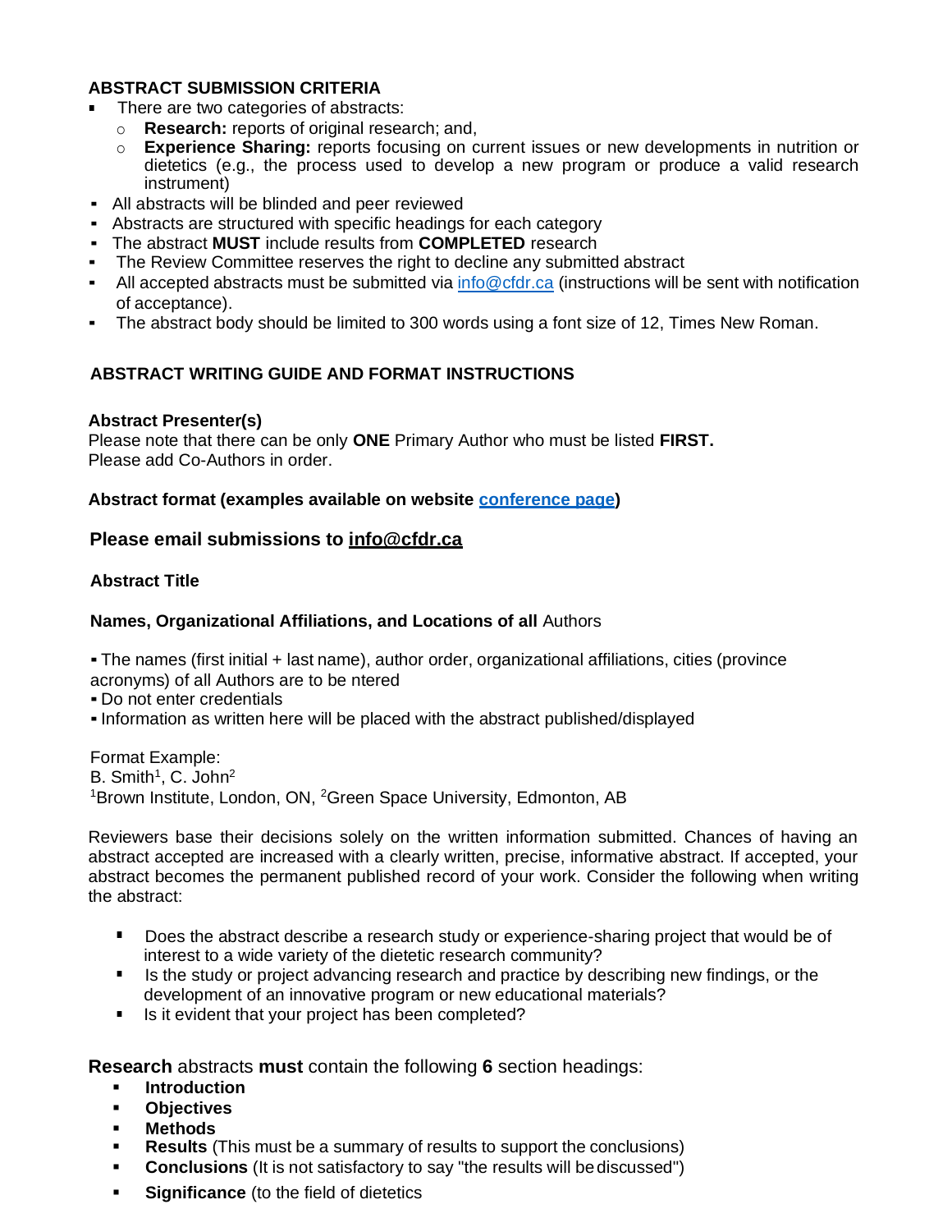### ABSTRACT SUBMISSION CRITERIA

- There are two categories of abstracts:
  - **Research:** reports of original research; and,
  - **Experience Sharing:** reports focusing on current issues or new developments in nutrition or dietetics (e.g., the process used to develop a new program or produce a valid research instrument)
- All abstracts will be blinded and peer reviewed
- Abstracts are structured with specific headings for each category
- The abstract **MUST** include results from **COMPLETED** research
- The Review Committee reserves the right to decline any submitted abstract
- All accepted abstracts must be submitted via info@cfdr.ca (instructions will be sent with notification of acceptance).
- The abstract body should be limited to 300 words using a font size of 12, Times New Roman.

### ABSTRACT WRITING GUIDE AND FORMAT INSTRUCTIONS

**Abstract Presenter(s)**

Please note that there can be only **ONE** Primary Author who must be listed **FIRST.**
Please add Co-Authors in order.

**Abstract format (examples available on website conference page)**

**Please email submissions to info@cfdr.ca**

**Abstract Title**

**Names, Organizational Affiliations, and Locations of all** Authors

- The names (first initial + last name), author order, organizational affiliations, cities (province acronyms) of all Authors are to be ntered
- Do not enter credentials
- Information as written here will be placed with the abstract published/displayed

Format Example:
B. Smith[1], C. John[2]
[1]Brown Institute, London, ON, [2]Green Space University, Edmonton, AB

Reviewers base their decisions solely on the written information submitted. Chances of having an abstract accepted are increased with a clearly written, precise, informative abstract. If accepted, your abstract becomes the permanent published record of your work. Consider the following when writing the abstract:

- Does the abstract describe a research study or experience-sharing project that would be of interest to a wide variety of the dietetic research community?
- Is the study or project advancing research and practice by describing new findings, or the development of an innovative program or new educational materials?
- Is it evident that your project has been completed?

**Research** abstracts **must** contain the following **6** section headings:

- **Introduction**
- **Objectives**
- **Methods**
- **Results** (This must be a summary of results to support the conclusions)
- **Conclusions** (It is not satisfactory to say "the results will be discussed")
- **Significance** (to the field of dietetics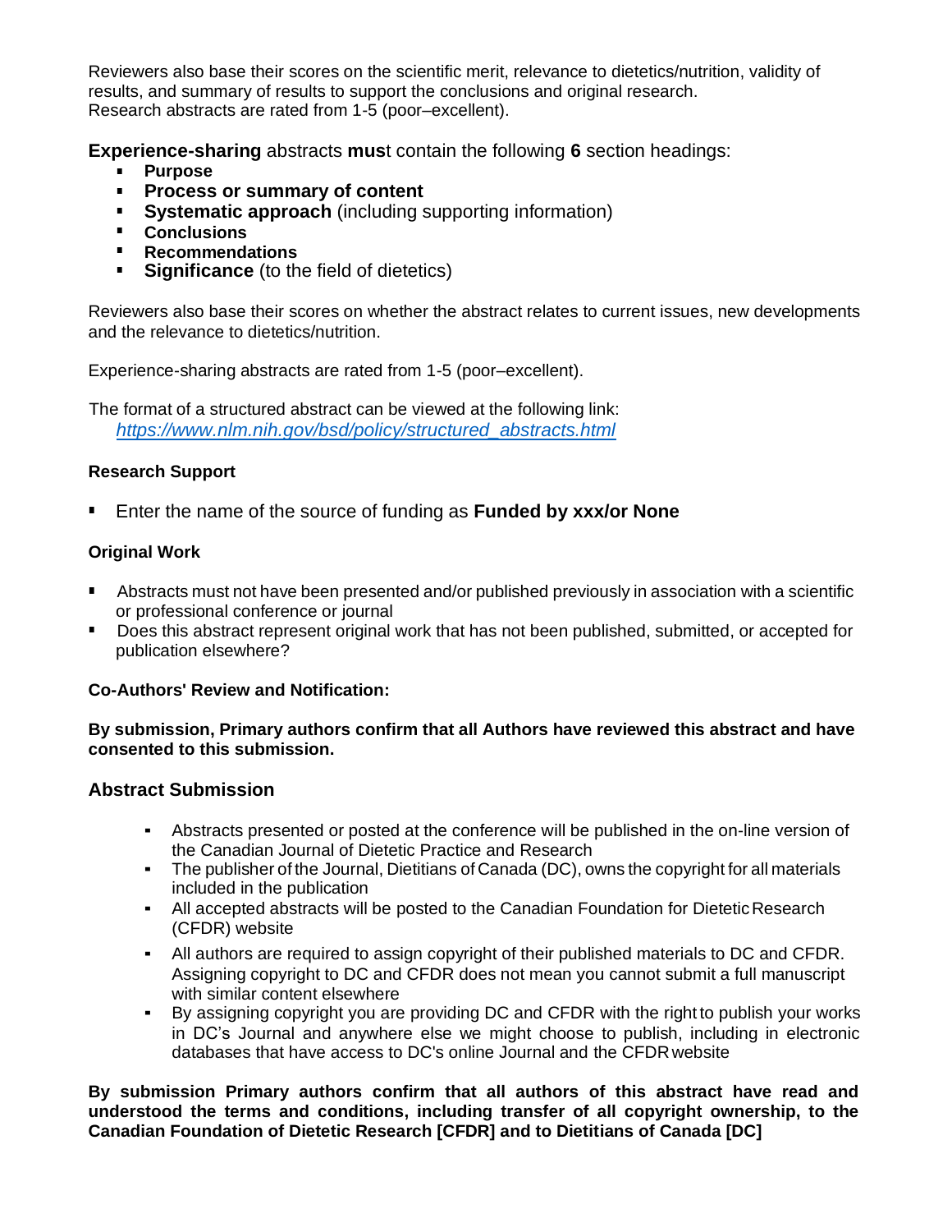Reviewers also base their scores on the scientific merit, relevance to dietetics/nutrition, validity of results, and summary of results to support the conclusions and original research.
Research abstracts are rated from 1-5 (poor–excellent).

**Experience-sharing** abstracts **mus**t contain the following **6** section headings:

- **Purpose**
- **Process or summary of content**
- **Systematic approach** (including supporting information)
- **Conclusions**
- **Recommendations**
- **Significance** (to the field of dietetics)

Reviewers also base their scores on whether the abstract relates to current issues, new developments and the relevance to dietetics/nutrition.

Experience-sharing abstracts are rated from 1-5 (poor–excellent).

The format of a structured abstract can be viewed at the following link:
*https://www.nlm.nih.gov/bsd/policy/structured_abstracts.html*

**Research Support**

- Enter the name of the source of funding as **Funded by xxx/or None**

**Original Work**

- Abstracts must not have been presented and/or published previously in association with a scientific or professional conference or journal
- Does this abstract represent original work that has not been published, submitted, or accepted for publication elsewhere?

**Co-Authors' Review and Notification:**

**By submission, Primary authors confirm that all Authors have reviewed this abstract and have consented to this submission.**

## Abstract Submission

- Abstracts presented or posted at the conference will be published in the on-line version of the Canadian Journal of Dietetic Practice and Research
- The publisher of the Journal, Dietitians of Canada (DC), owns the copyright for all materials included in the publication
- All accepted abstracts will be posted to the Canadian Foundation for Dietetic Research (CFDR) website
- All authors are required to assign copyright of their published materials to DC and CFDR. Assigning copyright to DC and CFDR does not mean you cannot submit a full manuscript with similar content elsewhere
- By assigning copyright you are providing DC and CFDR with the right to publish your works in DC's Journal and anywhere else we might choose to publish, including in electronic databases that have access to DC's online Journal and the CFDR website

**By submission Primary authors confirm that all authors of this abstract have read and understood the terms and conditions, including transfer of all copyright ownership, to the Canadian Foundation of Dietetic Research [CFDR] and to Dietitians of Canada [DC]**